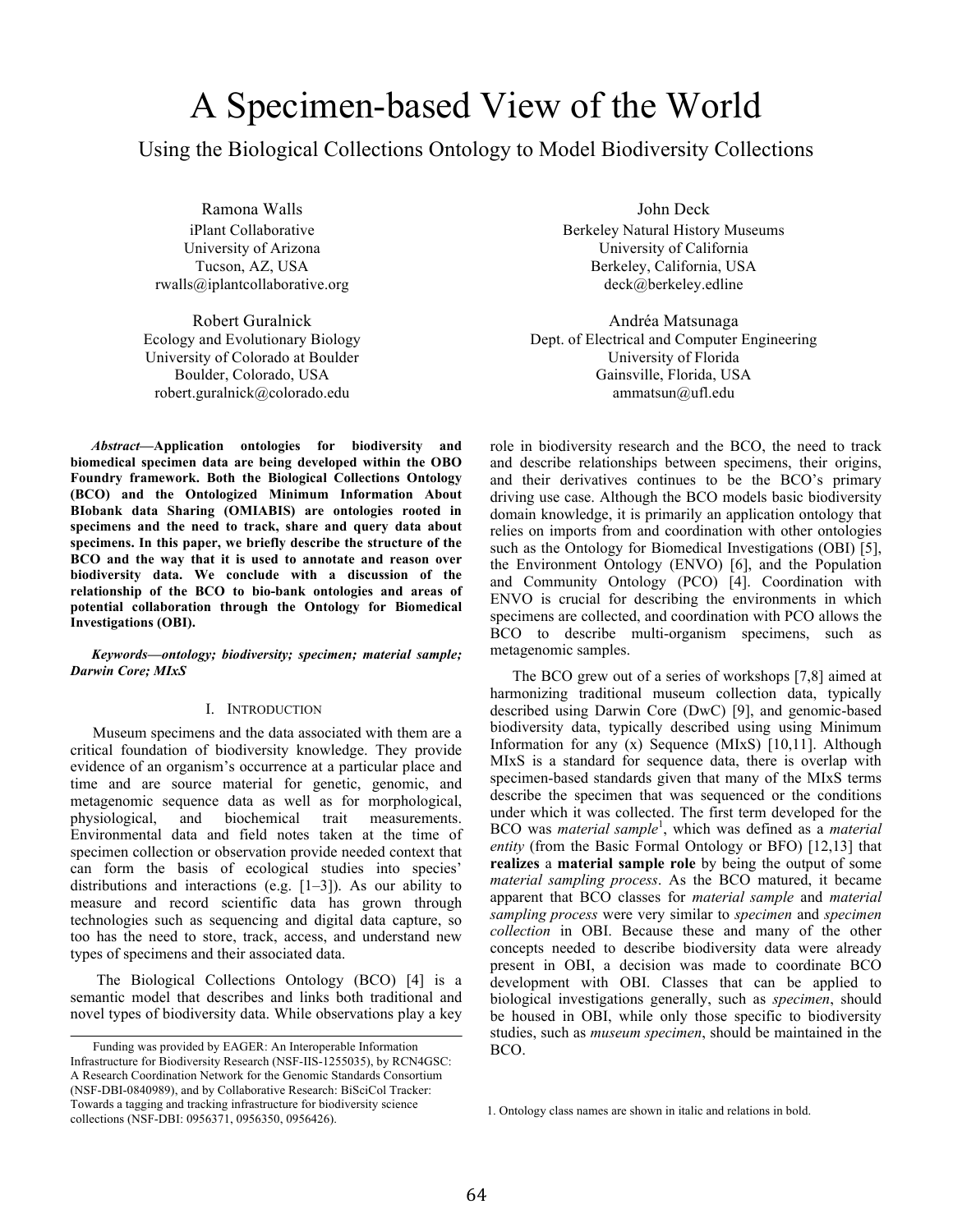# A Specimen-based View of the World

## Using the Biological Collections Ontology to Model Biodiversity Collections

Ramona Walls
iPlant Collaborative
University of Arizona
Tucson, AZ, USA
rwalls@iplantcollaborative.org

John Deck
Berkeley Natural History Museums
University of California
Berkeley, California, USA
deck@berkeley.edline

Robert Guralnick
Ecology and Evolutionary Biology
University of Colorado at Boulder
Boulder, Colorado, USA
robert.guralnick@colorado.edu

Andréa Matsunaga
Dept. of Electrical and Computer Engineering
University of Florida
Gainsville, Florida, USA
ammatsun@ufl.edu

***Abstract*—Application ontologies for biodiversity and biomedical specimen data are being developed within the OBO Foundry framework. Both the Biological Collections Ontology (BCO) and the Ontologized Minimum Information About BIobank data Sharing (OMIABIS) are ontologies rooted in specimens and the need to track, share and query data about specimens. In this paper, we briefly describe the structure of the BCO and the way that it is used to annotate and reason over biodiversity data. We conclude with a discussion of the relationship of the BCO to bio-bank ontologies and areas of potential collaboration through the Ontology for Biomedical Investigations (OBI).**

***Keywords—ontology; biodiversity; specimen; material sample; Darwin Core; MIxS***

### I. Introduction

Museum specimens and the data associated with them are a critical foundation of biodiversity knowledge. They provide evidence of an organism's occurrence at a particular place and time and are source material for genetic, genomic, and metagenomic sequence data as well as for morphological, physiological, and biochemical trait measurements. Environmental data and field notes taken at the time of specimen collection or observation provide needed context that can form the basis of ecological studies into species' distributions and interactions (e.g. [1–3]). As our ability to measure and record scientific data has grown through technologies such as sequencing and digital data capture, so too has the need to store, track, access, and understand new types of specimens and their associated data.

The Biological Collections Ontology (BCO) [4] is a semantic model that describes and links both traditional and novel types of biodiversity data. While observations play a key role in biodiversity research and the BCO, the need to track and describe relationships between specimens, their origins, and their derivatives continues to be the BCO's primary driving use case. Although the BCO models basic biodiversity domain knowledge, it is primarily an application ontology that relies on imports from and coordination with other ontologies such as the Ontology for Biomedical Investigations (OBI) [5], the Environment Ontology (ENVO) [6], and the Population and Community Ontology (PCO) [4]. Coordination with ENVO is crucial for describing the environments in which specimens are collected, and coordination with PCO allows the BCO to describe multi-organism specimens, such as metagenomic samples.

The BCO grew out of a series of workshops [7,8] aimed at harmonizing traditional museum collection data, typically described using Darwin Core (DwC) [9], and genomic-based biodiversity data, typically described using using Minimum Information for any (x) Sequence (MIxS) [10,11]. Although MIxS is a standard for sequence data, there is overlap with specimen-based standards given that many of the MIxS terms describe the specimen that was sequenced or the conditions under which it was collected. The first term developed for the BCO was *material sample*[1], which was defined as a *material entity* (from the Basic Formal Ontology or BFO) [12,13] that **realizes** a **material sample role** by being the output of some *material sampling process*. As the BCO matured, it became apparent that BCO classes for *material sample* and *material sampling process* were very similar to *specimen* and *specimen collection* in OBI. Because these and many of the other concepts needed to describe biodiversity data were already present in OBI, a decision was made to coordinate BCO development with OBI. Classes that can be applied to biological investigations generally, such as *specimen*, should be housed in OBI, while only those specific to biodiversity studies, such as *museum specimen*, should be maintained in the BCO.

Funding was provided by EAGER: An Interoperable Information Infrastructure for Biodiversity Research (NSF-IIS-1255035), by RCN4GSC: A Research Coordination Network for the Genomic Standards Consortium (NSF-DBI-0840989), and by Collaborative Research: BiSciCol Tracker: Towards a tagging and tracking infrastructure for biodiversity science collections (NSF-DBI: 0956371, 0956350, 0956426).

1. Ontology class names are shown in italic and relations in bold.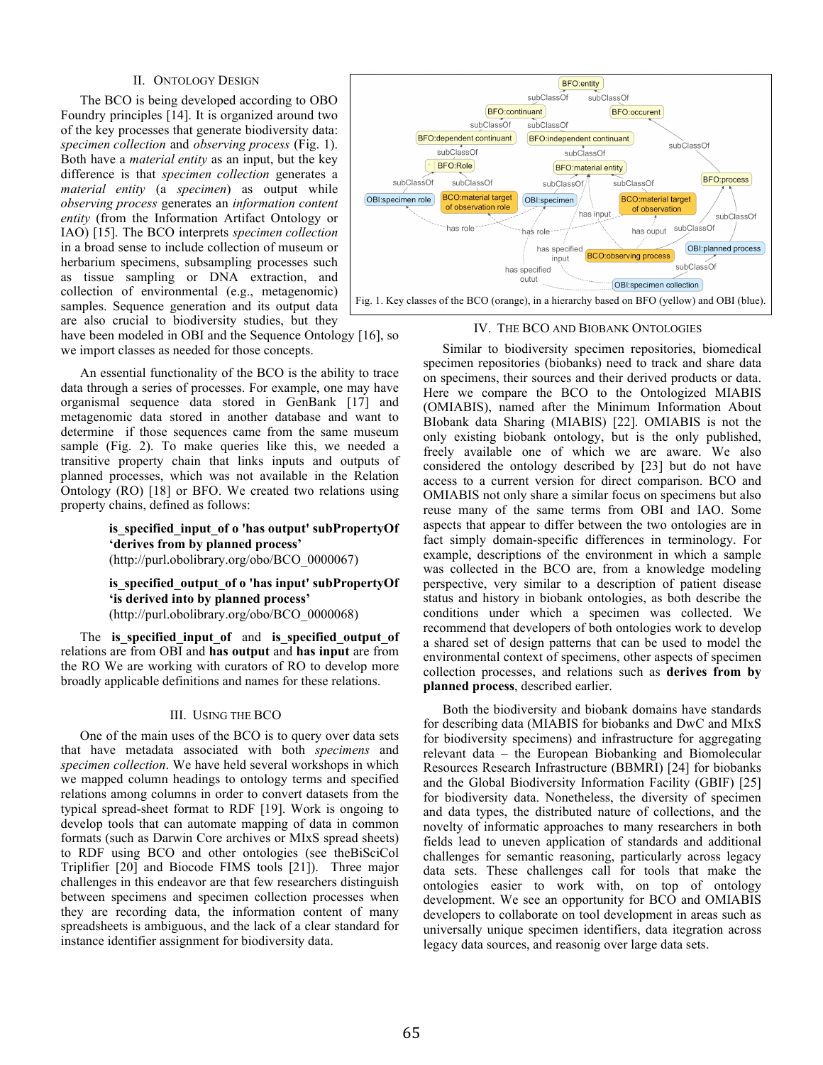## II. Ontology Design

The BCO is being developed according to OBO Foundry principles [14]. It is organized around two of the key processes that generate biodiversity data: *specimen collection* and *observing process* (Fig. 1). Both have a *material entity* as an input, but the key difference is that *specimen collection* generates a *material entity* (a *specimen*) as output while *observing process* generates an *information content entity* (from the Information Artifact Ontology or IAO) [15]. The BCO interprets *specimen collection* in a broad sense to include collection of museum or herbarium specimens, subsampling processes such as tissue sampling or DNA extraction, and collection of environmental (e.g., metagenomic) samples. Sequence generation and its output data are also crucial to biodiversity studies, but they have been modeled in OBI and the Sequence Ontology [16], so we import classes as needed for those concepts.

Fig. 1. Key classes of the BCO (orange), in a hierarchy based on BFO (yellow) and OBI (blue).

An essential functionality of the BCO is the ability to trace data through a series of processes. For example, one may have organismal sequence data stored in GenBank [17] and metagenomic data stored in another database and want to determine if those sequences came from the same museum sample (Fig. 2). To make queries like this, we needed a transitive property chain that links inputs and outputs of planned processes, which was not available in the Relation Ontology (RO) [18] or BFO. We created two relations using property chains, defined as follows:

> **is_specified_input_of o 'has output' subPropertyOf 'derives from by planned process'**
> (http://purl.obolibrary.org/obo/BCO_0000067)
>
> **is_specified_output_of o 'has input' subPropertyOf 'is derived into by planned process'**
> (http://purl.obolibrary.org/obo/BCO_0000068)

The **is_specified_input_of** and **is_specified_output_of** relations are from OBI and **has output** and **has input** are from the RO We are working with curators of RO to develop more broadly applicable definitions and names for these relations.

## III. Using the BCO

One of the main uses of the BCO is to query over data sets that have metadata associated with both *specimens* and *specimen collection*. We have held several workshops in which we mapped column headings to ontology terms and specified relations among columns in order to convert datasets from the typical spread-sheet format to RDF [19]. Work is ongoing to develop tools that can automate mapping of data in common formats (such as Darwin Core archives or MIxS spread sheets) to RDF using BCO and other ontologies (see theBiSciCol Triplifier [20] and Biocode FIMS tools [21]). Three major challenges in this endeavor are that few researchers distinguish between specimens and specimen collection processes when they are recording data, the information content of many spreadsheets is ambiguous, and the lack of a clear standard for instance identifier assignment for biodiversity data.

## IV. The BCO and Biobank Ontologies

Similar to biodiversity specimen repositories, biomedical specimen repositories (biobanks) need to track and share data on specimens, their sources and their derived products or data. Here we compare the BCO to the Ontologized MIABIS (OMIABIS), named after the Minimum Information About BIobank data Sharing (MIABIS) [22]. OMIABIS is not the only existing biobank ontology, but is the only published, freely available one of which we are aware. We also considered the ontology described by [23] but do not have access to a current version for direct comparison. BCO and OMIABIS not only share a similar focus on specimens but also reuse many of the same terms from OBI and IAO. Some aspects that appear to differ between the two ontologies are in fact simply domain-specific differences in terminology. For example, descriptions of the environment in which a sample was collected in the BCO are, from a knowledge modeling perspective, very similar to a description of patient disease status and history in biobank ontologies, as both describe the conditions under which a specimen was collected. We recommend that developers of both ontologies work to develop a shared set of design patterns that can be used to model the environmental context of specimens, other aspects of specimen collection processes, and relations such as **derives from by planned process**, described earlier.

Both the biodiversity and biobank domains have standards for describing data (MIABIS for biobanks and DwC and MIxS for biodiversity specimens) and infrastructure for aggregating relevant data – the European Biobanking and Biomolecular Resources Research Infrastructure (BBMRI) [24] for biobanks and the Global Biodiversity Information Facility (GBIF) [25] for biodiversity data. Nonetheless, the diversity of specimen and data types, the distributed nature of collections, and the novelty of informatic approaches to many researchers in both fields lead to uneven application of standards and additional challenges for semantic reasoning, particularly across legacy data sets. These challenges call for tools that make the ontologies easier to work with, on top of ontology development. We see an opportunity for BCO and OMIABIS developers to collaborate on tool development in areas such as universally unique specimen identifiers, data itegration across legacy data sources, and reasonig over large data sets.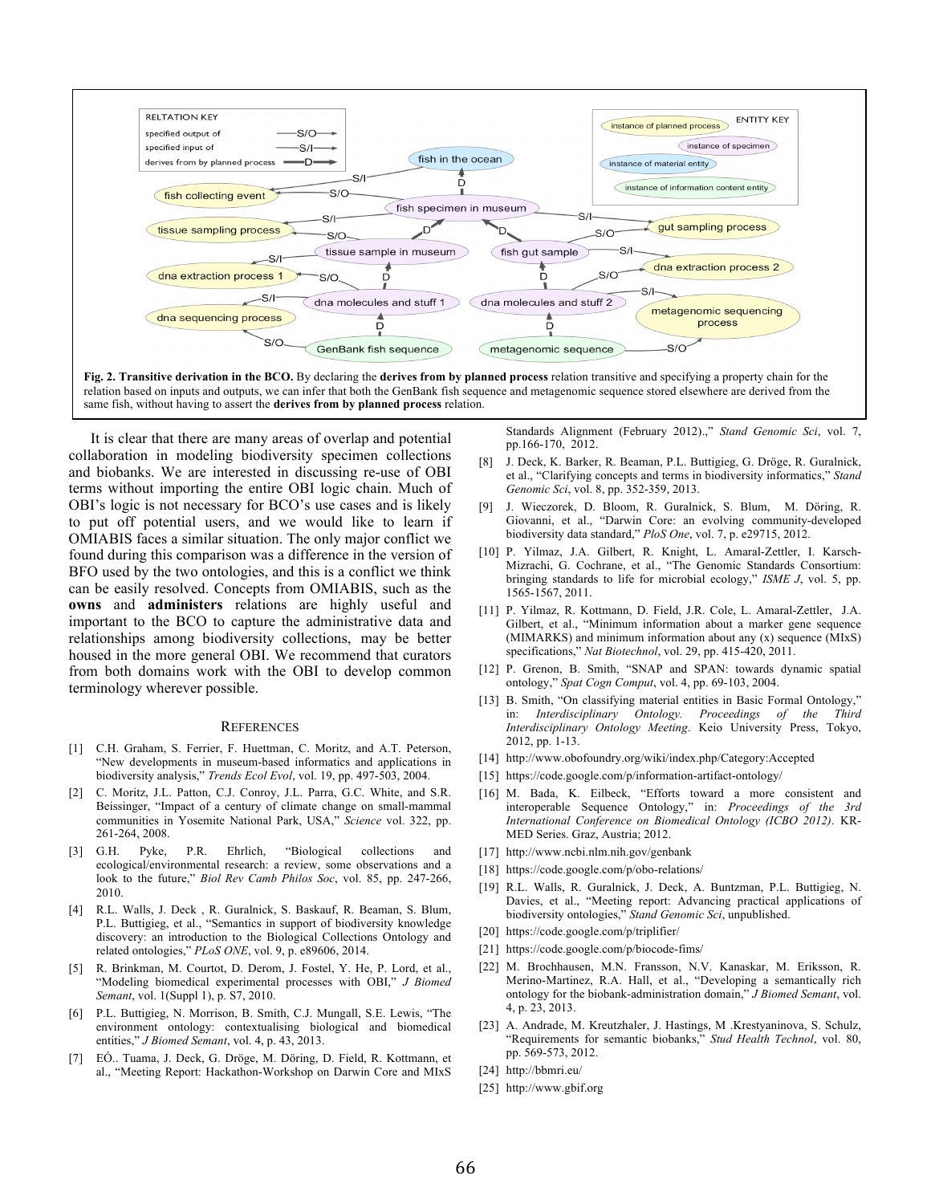RELTATION KEY
specified output of S/O
specified input of S/I
derives from by planned process D

ENTITY KEY
instance of planned process
instance of specimen
instance of material entity
instance of information content entity

fish in the ocean
fish collecting event
fish specimen in museum
tissue sampling process
gut sampling process
tissue sample in museum
fish gut sample
dna extraction process 1
dna extraction process 2
dna molecules and stuff 1
dna molecules and stuff 2
dna sequencing process
metagenomic sequencing process
GenBank fish sequence
metagenomic sequence

**Fig. 2. Transitive derivation in the BCO.** By declaring the **derives from by planned process** relation transitive and specifying a property chain for the relation based on inputs and outputs, we can infer that both the GenBank fish sequence and metagenomic sequence stored elsewhere are derived from the same fish, without having to assert the **derives from by planned process** relation.

It is clear that there are many areas of overlap and potential collaboration in modeling biodiversity specimen collections and biobanks. We are interested in discussing re-use of OBI terms without importing the entire OBI logic chain. Much of OBI's logic is not necessary for BCO's use cases and is likely to put off potential users, and we would like to learn if OMIABIS faces a similar situation. The only major conflict we found during this comparison was a difference in the version of BFO used by the two ontologies, and this is a conflict we think can be easily resolved. Concepts from OMIABIS, such as the **owns** and **administers** relations are highly useful and important to the BCO to capture the administrative data and relationships among biodiversity collections, may be better housed in the more general OBI. We recommend that curators from both domains work with the OBI to develop common terminology wherever possible.

## References

[1] C.H. Graham, S. Ferrier, F. Huettman, C. Moritz, and A.T. Peterson, "New developments in museum-based informatics and applications in biodiversity analysis," *Trends Ecol Evol*, vol. 19, pp. 497-503, 2004.

[2] C. Moritz, J.L. Patton, C.J. Conroy, J.L. Parra, G.C. White, and S.R. Beissinger, "Impact of a century of climate change on small-mammal communities in Yosemite National Park, USA," *Science* vol. 322, pp. 261-264, 2008.

[3] G.H. Pyke, P.R. Ehrlich, "Biological collections and ecological/environmental research: a review, some observations and a look to the future," *Biol Rev Camb Philos Soc*, vol. 85, pp. 247-266, 2010.

[4] R.L. Walls, J. Deck , R. Guralnick, S. Baskauf, R. Beaman, S. Blum, P.L. Buttigieg, et al., "Semantics in support of biodiversity knowledge discovery: an introduction to the Biological Collections Ontology and related ontologies," *PLoS ONE*, vol. 9, p. e89606, 2014.

[5] R. Brinkman, M. Courtot, D. Derom, J. Fostel, Y. He, P. Lord, et al., "Modeling biomedical experimental processes with OBI," *J Biomed Semant*, vol. 1(Suppl 1), p. S7, 2010.

[6] P.L. Buttigieg, N. Morrison, B. Smith, C.J. Mungall, S.E. Lewis, "The environment ontology: contextualising biological and biomedical entities," *J Biomed Semant*, vol. 4, p. 43, 2013.

[7] EÓ.. Tuama, J. Deck, G. Dröge, M. Döring, D. Field, R. Kottmann, et al., "Meeting Report: Hackathon-Workshop on Darwin Core and MIxS Standards Alignment (February 2012).," *Stand Genomic Sci*, vol. 7, pp.166-170, 2012.

[8] J. Deck, K. Barker, R. Beaman, P.L. Buttigieg, G. Dröge, R. Guralnick, et al., "Clarifying concepts and terms in biodiversity informatics," *Stand Genomic Sci*, vol. 8, pp. 352-359, 2013.

[9] J. Wieczorek, D. Bloom, R. Guralnick, S. Blum, M. Döring, R. Giovanni, et al., "Darwin Core: an evolving community-developed biodiversity data standard," *PloS One*, vol. 7, p. e29715, 2012.

[10] P. Yilmaz, J.A. Gilbert, R. Knight, L. Amaral-Zettler, I. Karsch-Mizrachi, G. Cochrane, et al., "The Genomic Standards Consortium: bringing standards to life for microbial ecology," *ISME J*, vol. 5, pp. 1565-1567, 2011.

[11] P. Yilmaz, R. Kottmann, D. Field, J.R. Cole, L. Amaral-Zettler, J.A. Gilbert, et al., "Minimum information about a marker gene sequence (MIMARKS) and minimum information about any (x) sequence (MIxS) specifications," *Nat Biotechnol*, vol. 29, pp. 415-420, 2011.

[12] P. Grenon, B. Smith, "SNAP and SPAN: towards dynamic spatial ontology," *Spat Cogn Comput*, vol. 4, pp. 69-103, 2004.

[13] B. Smith, "On classifying material entities in Basic Formal Ontology," in: *Interdisciplinary Ontology. Proceedings of the Third Interdisciplinary Ontology Meeting*. Keio University Press, Tokyo, 2012, pp. 1-13.

[14] http://www.obofoundry.org/wiki/index.php/Category:Accepted

[15] https://code.google.com/p/information-artifact-ontology/

[16] M. Bada, K. Eilbeck, "Efforts toward a more consistent and interoperable Sequence Ontology," in: *Proceedings of the 3rd International Conference on Biomedical Ontology (ICBO 2012)*. KR-MED Series. Graz, Austria; 2012.

[17] http://www.ncbi.nlm.nih.gov/genbank

[18] https://code.google.com/p/obo-relations/

[19] R.L. Walls, R. Guralnick, J. Deck, A. Buntzman, P.L. Buttigieg, N. Davies, et al., "Meeting report: Advancing practical applications of biodiversity ontologies," *Stand Genomic Sci*, unpublished.

[20] https://code.google.com/p/triplifier/

[21] https://code.google.com/p/biocode-fims/

[22] M. Brochhausen, M.N. Fransson, N.V. Kanaskar, M. Eriksson, R. Merino-Martinez, R.A. Hall, et al., "Developing a semantically rich ontology for the biobank-administration domain," *J Biomed Semant*, vol. 4, p. 23, 2013.

[23] A. Andrade, M. Kreutzhaler, J. Hastings, M .Krestyaninova, S. Schulz, "Requirements for semantic biobanks," *Stud Health Technol*, vol. 80, pp. 569-573, 2012.

[24] http://bbmri.eu/

[25] http://www.gbif.org